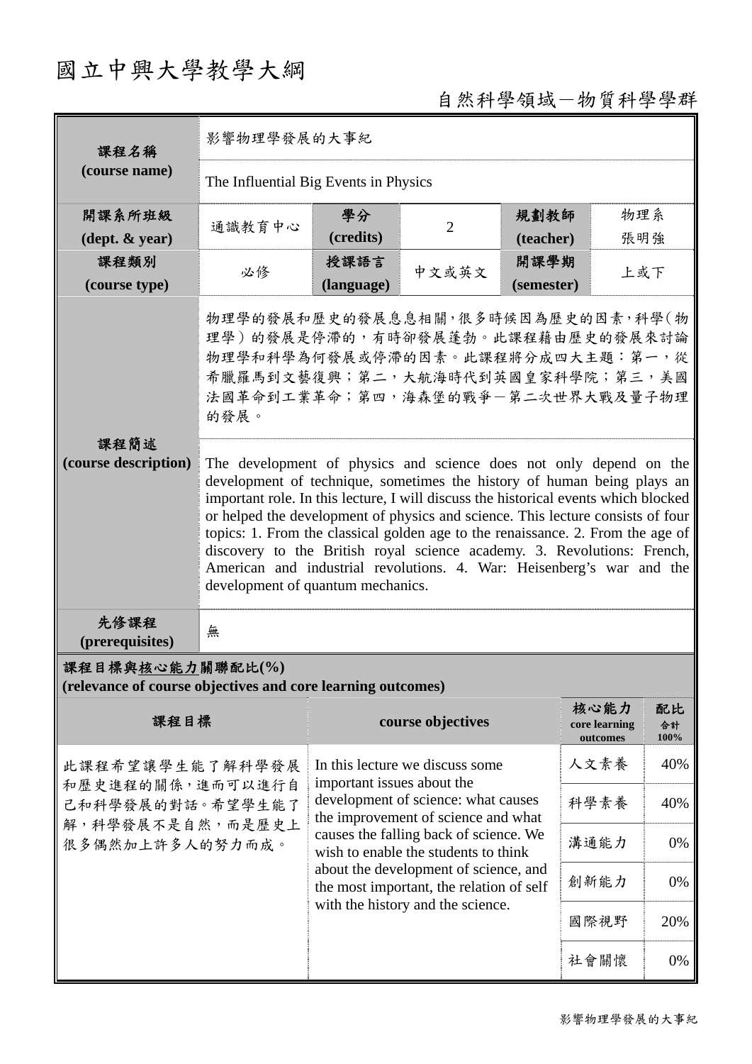# 國立中興大學教學大綱

自然科學領域－物質科學學群

| 課程名稱 (course name) | 影響物理學發展的大事紀 | | | | |
|---|---|---|---|---|---|
| | The Influential Big Events in Physics | | | | |
| 開課系所班級 (dept. & year) | 通識教育中心 | 學分 (credits) | 2 | 規劃教師 (teacher) | 物理系 張明強 |
| 課程類別 (course type) | 必修 | 授課語言 (language) | 中文或英文 | 開課學期 (semester) | 上或下 |
| 課程簡述 (course description) | 物理學的發展和歷史的發展息息相關，很多時候因為歷史的因素，科學(物理學）的發展是停滯的，有時卻發展蓬勃。此課程藉由歷史的發展來討論物理學和科學為何發展或停滯的因素。此課程將分成四大主題：第一，從希臘羅馬到文藝復興；第二，大航海時代到英國皇家科學院；第三，美國法國革命到工業革命；第四，海森堡的戰爭－第二次世界大戰及量子物理的發展。 | | | | |
| | The development of physics and science does not only depend on the development of technique, sometimes the history of human being plays an important role. In this lecture, I will discuss the historical events which blocked or helped the development of physics and science. This lecture consists of four topics: 1. From the classical golden age to the renaissance. 2. From the age of discovery to the British royal science academy. 3. Revolutions: French, American and industrial revolutions. 4. War: Heisenberg's war and the development of quantum mechanics. | | | | |
| 先修課程 (prerequisites) | 無 | | | | |

**課程目標與核心能力關聯配比(%)**
**(relevance of course objectives and core learning outcomes)**

| 課程目標 | course objectives | 核心能力 core learning outcomes | 配比 合計 100% |
|---|---|---|---|
| 此課程希望讓學生能了解科學發展和歷史進程的關係，進而可以進行自己和科學發展的對話。希望學生能了解，科學發展不是自然，而是歷史上很多偶然加上許多人的努力而成。 | In this lecture we discuss some important issues about the development of science: what causes the improvement of science and what causes the falling back of science. We wish to enable the students to think about the development of science, and the most important, the relation of self with the history and the science. | 人文素養 | 40% |
| | | 科學素養 | 40% |
| | | 溝通能力 | 0% |
| | | 創新能力 | 0% |
| | | 國際視野 | 20% |
| | | 社會關懷 | 0% |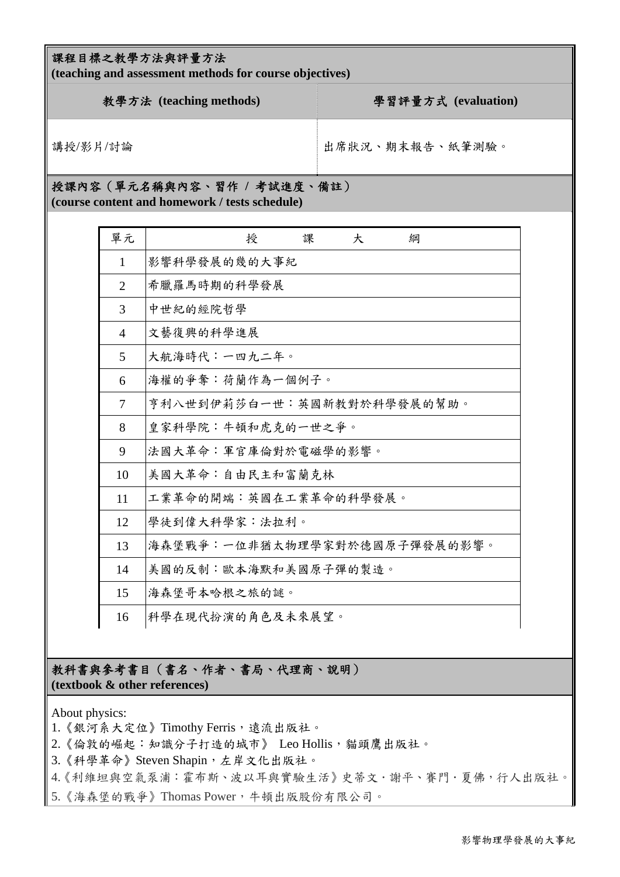**課程目標之教學方法與評量方法**
**(teaching and assessment methods for course objectives)**

| 教學方法 (teaching methods) | 學習評量方式 (evaluation) |
| --- | --- |
| 講授/影片/討論 | 出席狀況、期末報告、紙筆測驗。 |

**授課內容（單元名稱與內容、習作 / 考試進度、備註）**
**(course content and homework / tests schedule)**

| 單元 | 授　課　大　綱 |
| --- | --- |
| 1 | 影響科學發展的幾的大事紀 |
| 2 | 希臘羅馬時期的科學發展 |
| 3 | 中世紀的經院哲學 |
| 4 | 文藝復興的科學進展 |
| 5 | 大航海時代：一四九二年。 |
| 6 | 海權的爭奪：荷蘭作為一個例子。 |
| 7 | 亨利八世到伊莉莎白一世：英國新教對於科學發展的幫助。 |
| 8 | 皇家科學院：牛頓和虎克的一世之爭。 |
| 9 | 法國大革命：軍官庫倫對於電磁學的影響。 |
| 10 | 美國大革命：自由民主和富蘭克林 |
| 11 | 工業革命的開端：英國在工業革命的科學發展。 |
| 12 | 學徒到偉大科學家：法拉利。 |
| 13 | 海森堡戰爭：一位非猶太物理學家對於德國原子彈發展的影響。 |
| 14 | 美國的反制：歐本海默和美國原子彈的製造。 |
| 15 | 海森堡哥本哈根之旅的謎。 |
| 16 | 科學在現代扮演的角色及未來展望。 |

**教科書與參考書目（書名、作者、書局、代理商、說明）**
**(textbook & other references)**

About physics:
1.《銀河系大定位》Timothy Ferris，遠流出版社。
2.《倫敦的崛起：知識分子打造的城市》 Leo Hollis，貓頭鷹出版社。
3.《科學革命》Steven Shapin，左岸文化出版社。
4.《利維坦與空氣泵浦：霍布斯、波以耳與實驗生活》史蒂文·謝平、賽門·夏佛，行人出版社。
5.《海森堡的戰爭》Thomas Power，牛頓出版股份有限公司。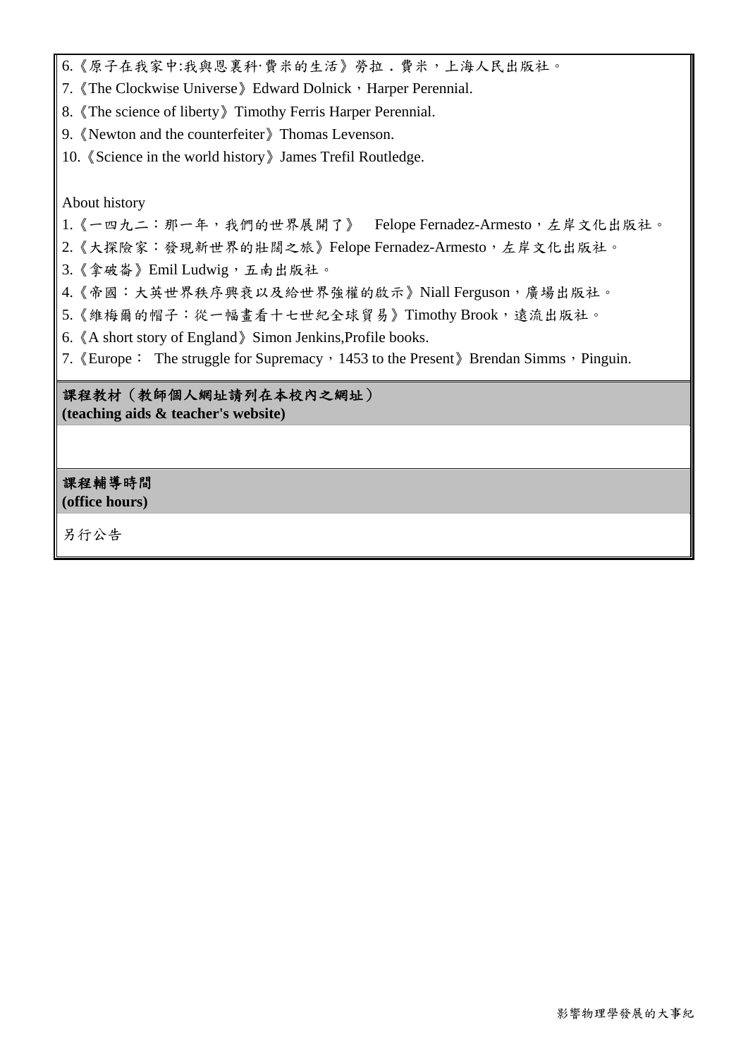6.《原子在我家中:我與恩裏科·費米的生活》勞拉．費米，上海人民出版社。
7.《The Clockwise Universe》Edward Dolnick，Harper Perennial.
8.《The science of liberty》Timothy Ferris Harper Perennial.
9.《Newton and the counterfeiter》Thomas Levenson.
10.《Science in the world history》James Trefil Routledge.

About history
1.《一四九二：那一年，我們的世界展開了》 Felope Fernadez-Armesto，左岸文化出版社。
2.《大探險家：發現新世界的壯闊之旅》Felope Fernadez-Armesto，左岸文化出版社。
3.《拿破崙》Emil Ludwig，五南出版社。
4.《帝國：大英世界秩序興衰以及給世界強權的啟示》Niall Ferguson，廣場出版社。
5.《維梅爾的帽子：從一幅畫看十七世紀全球貿易》Timothy Brook，遠流出版社。
6.《A short story of England》Simon Jenkins,Profile books.
7.《Europe： The struggle for Supremacy，1453 to the Present》Brendan Simms，Pinguin.

**課程教材（教師個人網址請列在本校內之網址）**
**(teaching aids & teacher's website)**

**課程輔導時間**
**(office hours)**

另行公告